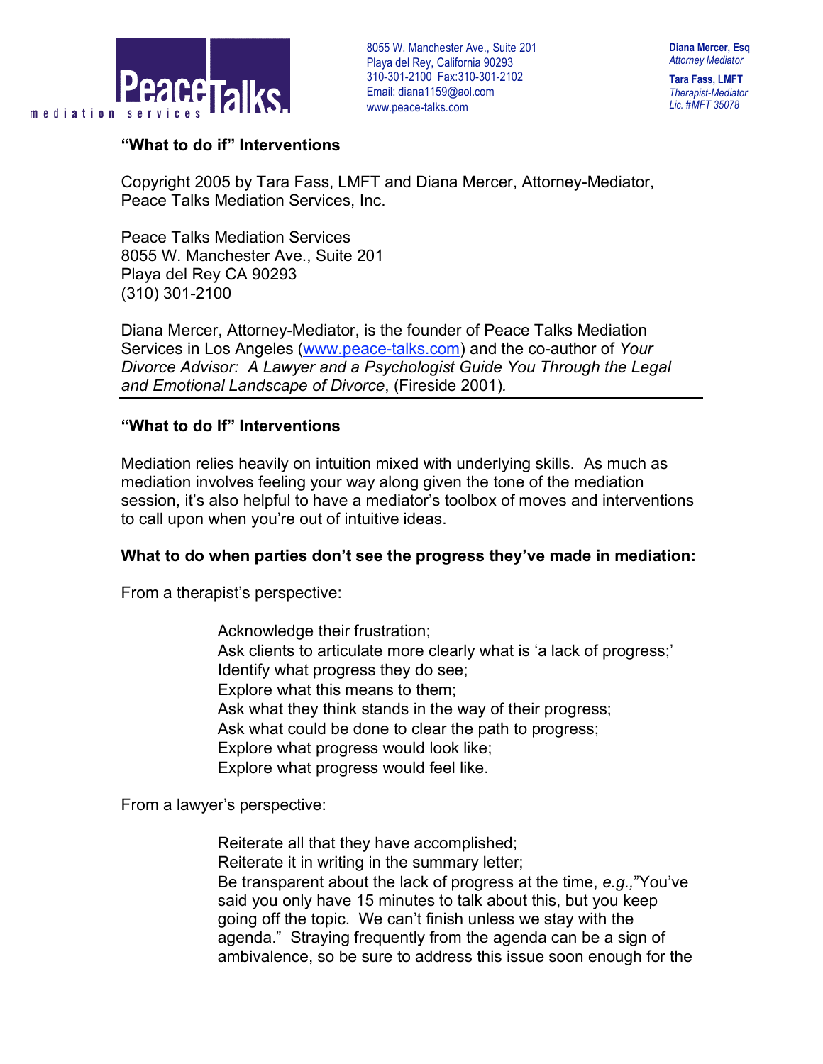PeaceTalks mediation services

8055 W. Manchester Ave., Suite 201
Playa del Rey, California 90293
310-301-2100 Fax:310-301-2102
Email: diana1159@aol.com
www.peace-talks.com

**Diana Mercer, Esq**
*Attorney Mediator*

**Tara Fass, LMFT**
*Therapist-Mediator*
*Lic. #MFT 35078*

**"What to do if" Interventions**

Copyright 2005 by Tara Fass, LMFT and Diana Mercer, Attorney-Mediator, Peace Talks Mediation Services, Inc.

Peace Talks Mediation Services
8055 W. Manchester Ave., Suite 201
Playa del Rey CA 90293
(310) 301-2100

Diana Mercer, Attorney-Mediator, is the founder of Peace Talks Mediation Services in Los Angeles (www.peace-talks.com) and the co-author of *Your Divorce Advisor: A Lawyer and a Psychologist Guide You Through the Legal and Emotional Landscape of Divorce*, (Fireside 2001).

---

## "What to do If" Interventions

Mediation relies heavily on intuition mixed with underlying skills. As much as mediation involves feeling your way along given the tone of the mediation session, it's also helpful to have a mediator's toolbox of moves and interventions to call upon when you're out of intuitive ideas.

### What to do when parties don't see the progress they've made in mediation:

From a therapist's perspective:

> Acknowledge their frustration;
> Ask clients to articulate more clearly what is 'a lack of progress;'
> Identify what progress they do see;
> Explore what this means to them;
> Ask what they think stands in the way of their progress;
> Ask what could be done to clear the path to progress;
> Explore what progress would look like;
> Explore what progress would feel like.

From a lawyer's perspective:

> Reiterate all that they have accomplished;
> Reiterate it in writing in the summary letter;
> Be transparent about the lack of progress at the time, *e.g.,*"You've said you only have 15 minutes to talk about this, but you keep going off the topic. We can't finish unless we stay with the agenda." Straying frequently from the agenda can be a sign of ambivalence, so be sure to address this issue soon enough for the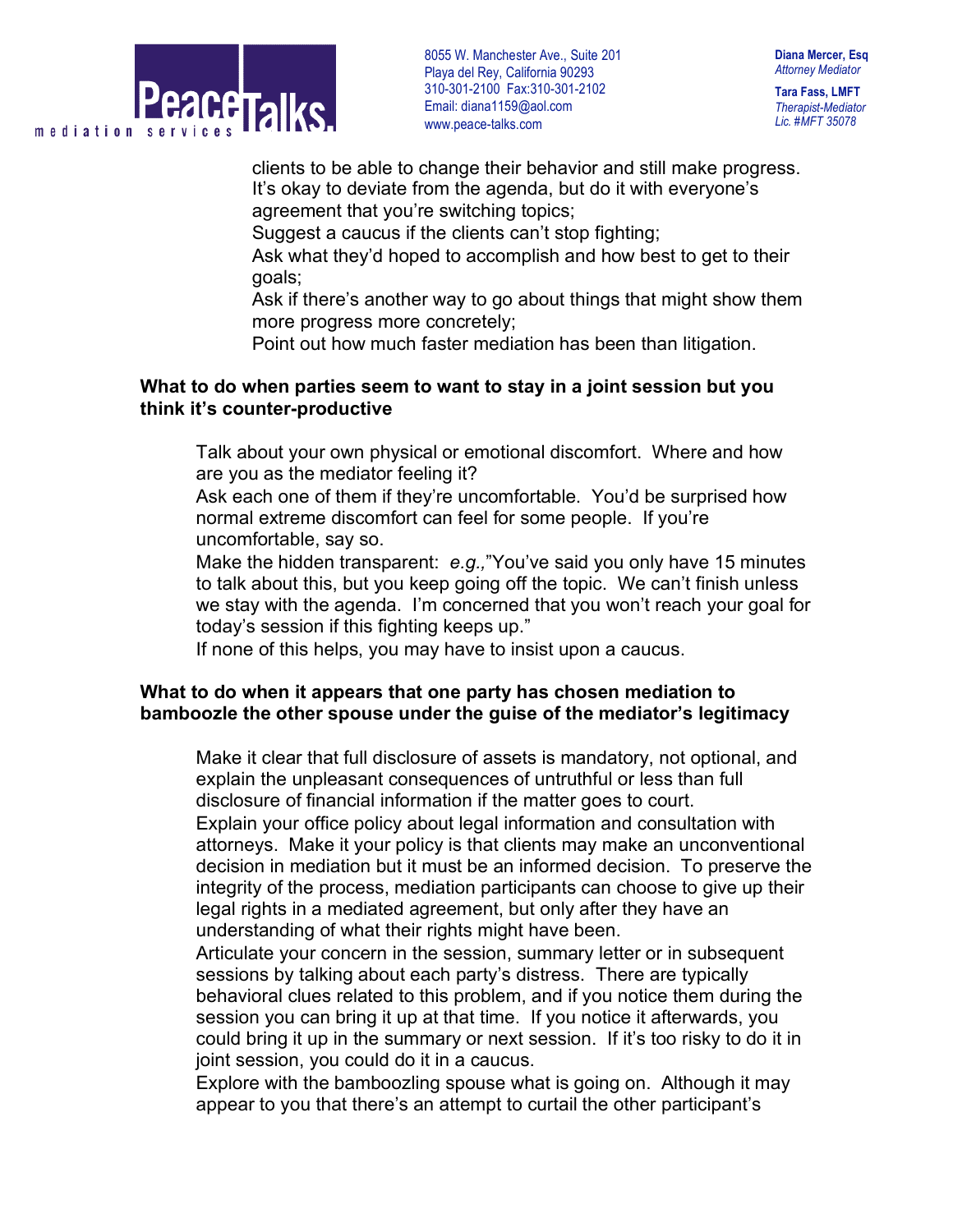clients to be able to change their behavior and still make progress.
It's okay to deviate from the agenda, but do it with everyone's agreement that you're switching topics;
Suggest a caucus if the clients can't stop fighting;
Ask what they'd hoped to accomplish and how best to get to their goals;
Ask if there's another way to go about things that might show them more progress more concretely;
Point out how much faster mediation has been than litigation.

**What to do when parties seem to want to stay in a joint session but you think it's counter-productive**

Talk about your own physical or emotional discomfort. Where and how are you as the mediator feeling it?
Ask each one of them if they're uncomfortable. You'd be surprised how normal extreme discomfort can feel for some people. If you're uncomfortable, say so.
Make the hidden transparent: *e.g.,*"You've said you only have 15 minutes to talk about this, but you keep going off the topic. We can't finish unless we stay with the agenda. I'm concerned that you won't reach your goal for today's session if this fighting keeps up."
If none of this helps, you may have to insist upon a caucus.

**What to do when it appears that one party has chosen mediation to bamboozle the other spouse under the guise of the mediator's legitimacy**

Make it clear that full disclosure of assets is mandatory, not optional, and explain the unpleasant consequences of untruthful or less than full disclosure of financial information if the matter goes to court.
Explain your office policy about legal information and consultation with attorneys. Make it your policy is that clients may make an unconventional decision in mediation but it must be an informed decision. To preserve the integrity of the process, mediation participants can choose to give up their legal rights in a mediated agreement, but only after they have an understanding of what their rights might have been.
Articulate your concern in the session, summary letter or in subsequent sessions by talking about each party's distress. There are typically behavioral clues related to this problem, and if you notice them during the session you can bring it up at that time. If you notice it afterwards, you could bring it up in the summary or next session. If it's too risky to do it in joint session, you could do it in a caucus.
Explore with the bamboozling spouse what is going on. Although it may appear to you that there's an attempt to curtail the other participant's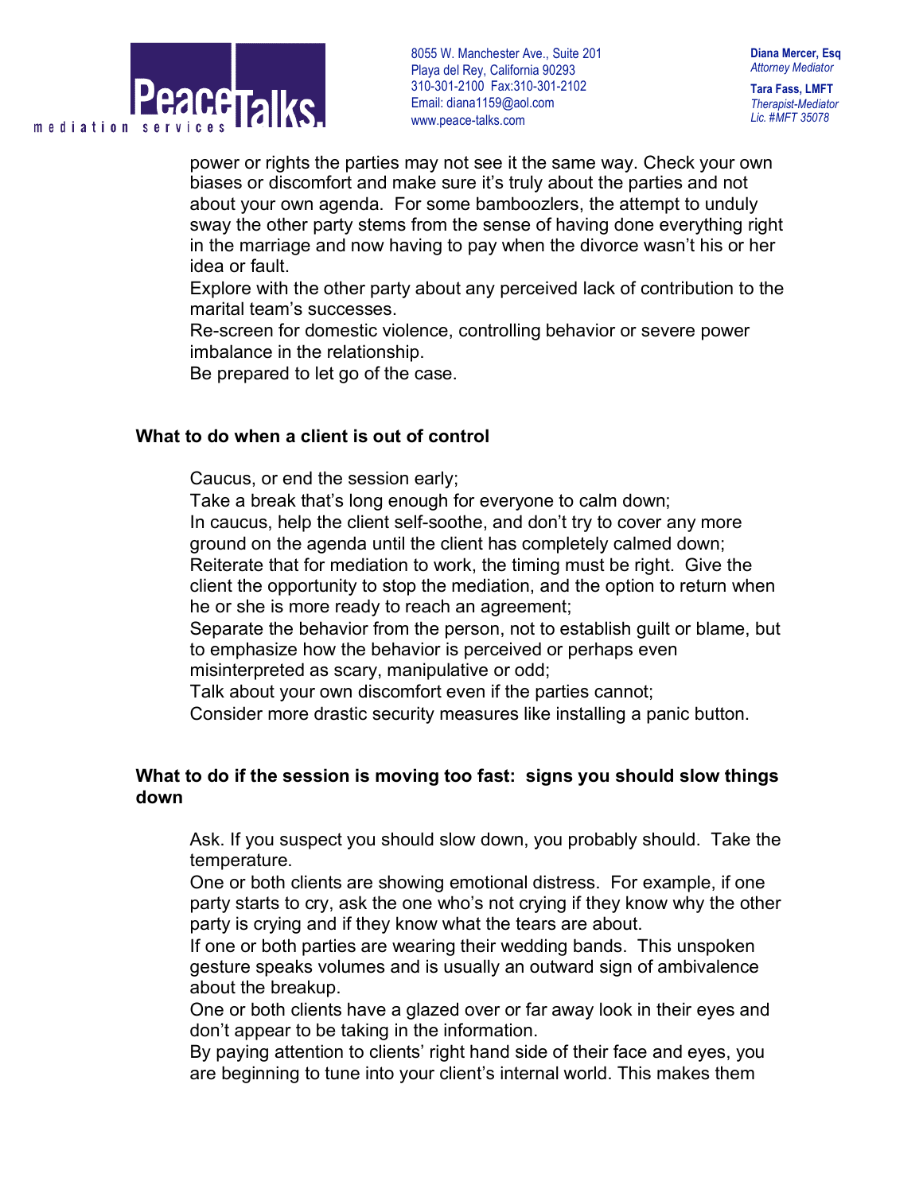power or rights the parties may not see it the same way. Check your own biases or discomfort and make sure it's truly about the parties and not about your own agenda. For some bamboozlers, the attempt to unduly sway the other party stems from the sense of having done everything right in the marriage and now having to pay when the divorce wasn't his or her idea or fault.

Explore with the other party about any perceived lack of contribution to the marital team's successes.

Re-screen for domestic violence, controlling behavior or severe power imbalance in the relationship.

Be prepared to let go of the case.

### What to do when a client is out of control

Caucus, or end the session early;

Take a break that's long enough for everyone to calm down;

In caucus, help the client self-soothe, and don't try to cover any more ground on the agenda until the client has completely calmed down;

Reiterate that for mediation to work, the timing must be right. Give the client the opportunity to stop the mediation, and the option to return when he or she is more ready to reach an agreement;

Separate the behavior from the person, not to establish guilt or blame, but to emphasize how the behavior is perceived or perhaps even misinterpreted as scary, manipulative or odd;

Talk about your own discomfort even if the parties cannot;

Consider more drastic security measures like installing a panic button.

### What to do if the session is moving too fast: signs you should slow things down

Ask. If you suspect you should slow down, you probably should. Take the temperature.

One or both clients are showing emotional distress. For example, if one party starts to cry, ask the one who's not crying if they know why the other party is crying and if they know what the tears are about.

If one or both parties are wearing their wedding bands. This unspoken gesture speaks volumes and is usually an outward sign of ambivalence about the breakup.

One or both clients have a glazed over or far away look in their eyes and don't appear to be taking in the information.

By paying attention to clients' right hand side of their face and eyes, you are beginning to tune into your client's internal world. This makes them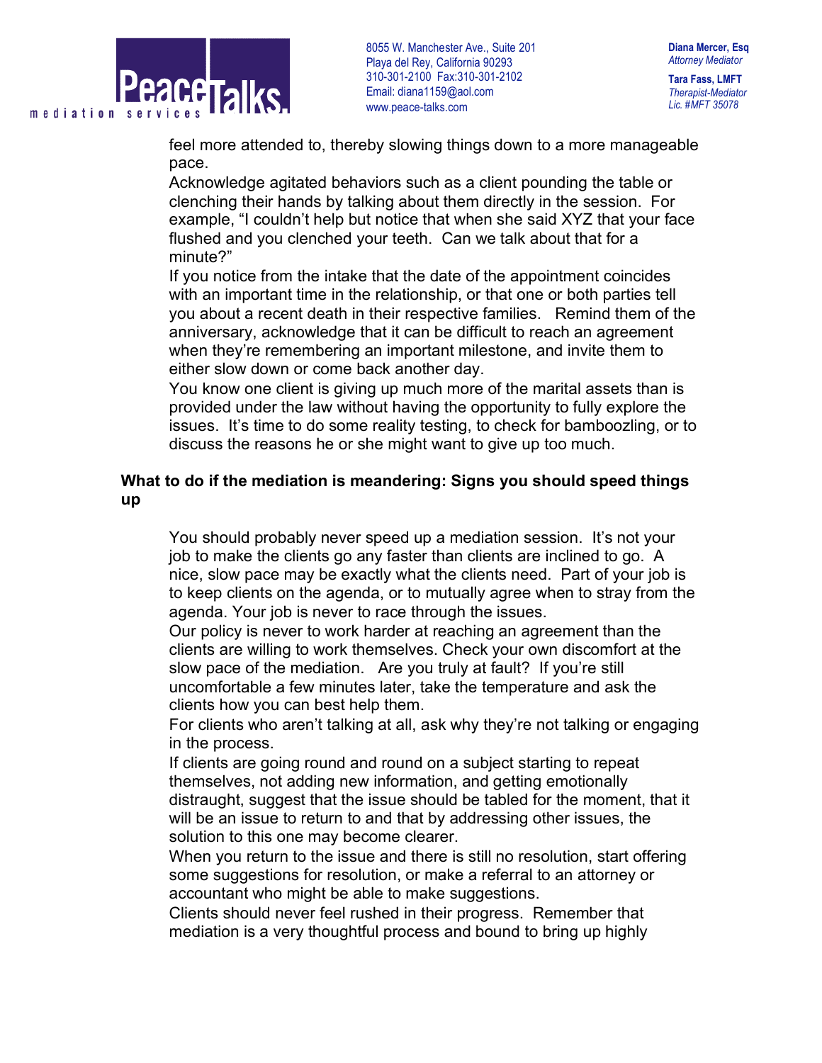feel more attended to, thereby slowing things down to a more manageable pace.

Acknowledge agitated behaviors such as a client pounding the table or clenching their hands by talking about them directly in the session. For example, "I couldn't help but notice that when she said XYZ that your face flushed and you clenched your teeth. Can we talk about that for a minute?"

If you notice from the intake that the date of the appointment coincides with an important time in the relationship, or that one or both parties tell you about a recent death in their respective families. Remind them of the anniversary, acknowledge that it can be difficult to reach an agreement when they're remembering an important milestone, and invite them to either slow down or come back another day.

You know one client is giving up much more of the marital assets than is provided under the law without having the opportunity to fully explore the issues. It's time to do some reality testing, to check for bamboozling, or to discuss the reasons he or she might want to give up too much.

**What to do if the mediation is meandering: Signs you should speed things up**

You should probably never speed up a mediation session. It's not your job to make the clients go any faster than clients are inclined to go. A nice, slow pace may be exactly what the clients need. Part of your job is to keep clients on the agenda, or to mutually agree when to stray from the agenda. Your job is never to race through the issues.

Our policy is never to work harder at reaching an agreement than the clients are willing to work themselves. Check your own discomfort at the slow pace of the mediation. Are you truly at fault? If you're still uncomfortable a few minutes later, take the temperature and ask the clients how you can best help them.

For clients who aren't talking at all, ask why they're not talking or engaging in the process.

If clients are going round and round on a subject starting to repeat themselves, not adding new information, and getting emotionally distraught, suggest that the issue should be tabled for the moment, that it will be an issue to return to and that by addressing other issues, the solution to this one may become clearer.

When you return to the issue and there is still no resolution, start offering some suggestions for resolution, or make a referral to an attorney or accountant who might be able to make suggestions.

Clients should never feel rushed in their progress. Remember that mediation is a very thoughtful process and bound to bring up highly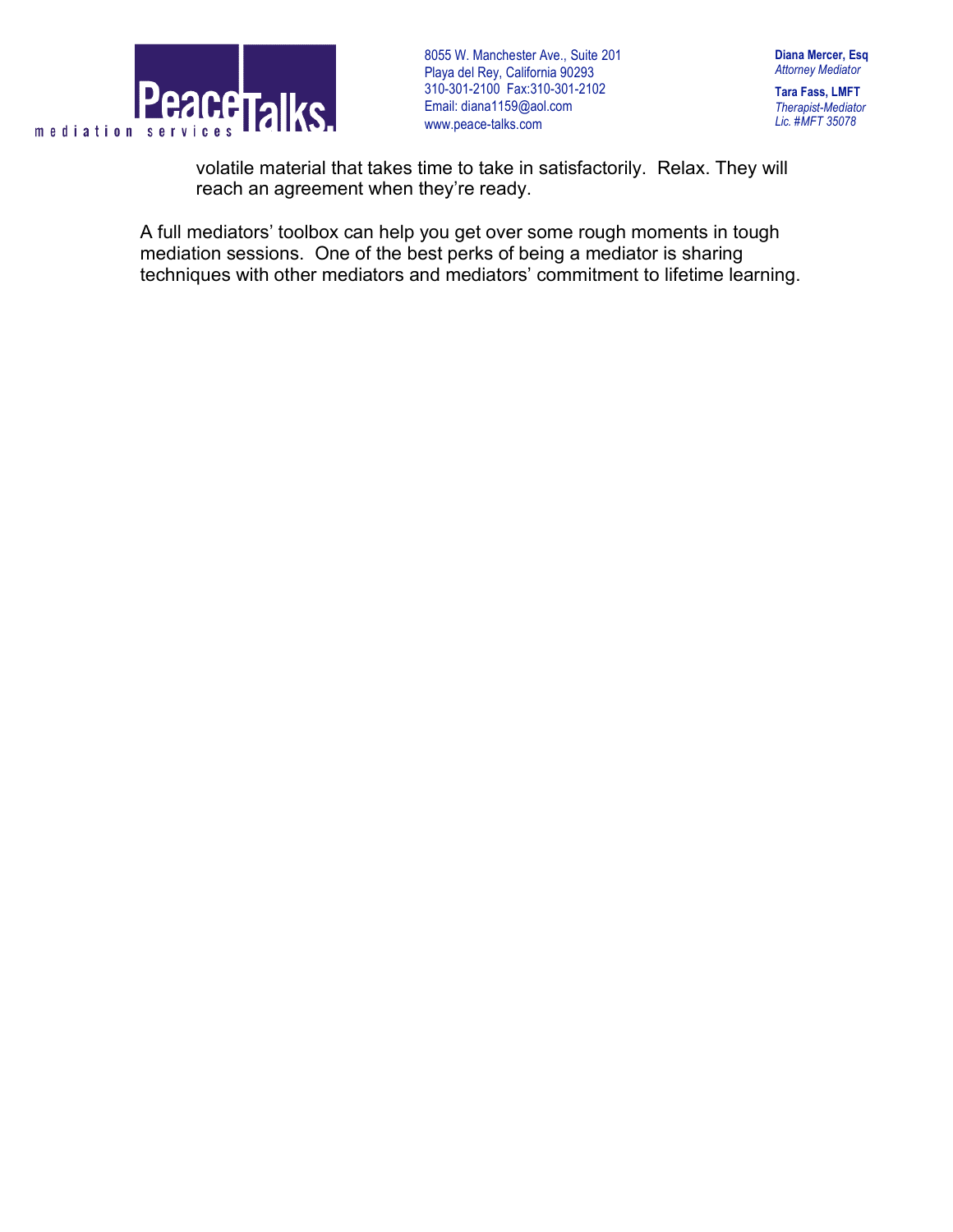volatile material that takes time to take in satisfactorily.  Relax. They will reach an agreement when they're ready.

A full mediators' toolbox can help you get over some rough moments in tough mediation sessions.  One of the best perks of being a mediator is sharing techniques with other mediators and mediators' commitment to lifetime learning.